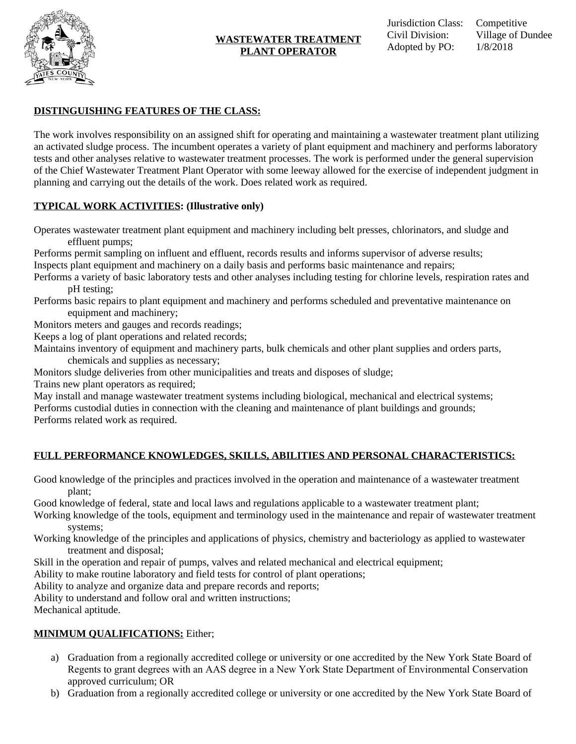# WASTEWATER TREATMENT PLANT OPERATOR

Jurisdiction Class: Competitive
Civil Division: Village of Dundee
Adopted by PO: 1/8/2018

## DISTINGUISHING FEATURES OF THE CLASS:

The work involves responsibility on an assigned shift for operating and maintaining a wastewater treatment plant utilizing an activated sludge process. The incumbent operates a variety of plant equipment and machinery and performs laboratory tests and other analyses relative to wastewater treatment processes. The work is performed under the general supervision of the Chief Wastewater Treatment Plant Operator with some leeway allowed for the exercise of independent judgment in planning and carrying out the details of the work. Does related work as required.

## TYPICAL WORK ACTIVITIES: (Illustrative only)

Operates wastewater treatment plant equipment and machinery including belt presses, chlorinators, and sludge and effluent pumps;
Performs permit sampling on influent and effluent, records results and informs supervisor of adverse results;
Inspects plant equipment and machinery on a daily basis and performs basic maintenance and repairs;
Performs a variety of basic laboratory tests and other analyses including testing for chlorine levels, respiration rates and pH testing;
Performs basic repairs to plant equipment and machinery and performs scheduled and preventative maintenance on equipment and machinery;
Monitors meters and gauges and records readings;
Keeps a log of plant operations and related records;
Maintains inventory of equipment and machinery parts, bulk chemicals and other plant supplies and orders parts, chemicals and supplies as necessary;
Monitors sludge deliveries from other municipalities and treats and disposes of sludge;
Trains new plant operators as required;
May install and manage wastewater treatment systems including biological, mechanical and electrical systems;
Performs custodial duties in connection with the cleaning and maintenance of plant buildings and grounds;
Performs related work as required.

## FULL PERFORMANCE KNOWLEDGES, SKILLS, ABILITIES AND PERSONAL CHARACTERISTICS:

Good knowledge of the principles and practices involved in the operation and maintenance of a wastewater treatment plant;
Good knowledge of federal, state and local laws and regulations applicable to a wastewater treatment plant;
Working knowledge of the tools, equipment and terminology used in the maintenance and repair of wastewater treatment systems;
Working knowledge of the principles and applications of physics, chemistry and bacteriology as applied to wastewater treatment and disposal;
Skill in the operation and repair of pumps, valves and related mechanical and electrical equipment;
Ability to make routine laboratory and field tests for control of plant operations;
Ability to analyze and organize data and prepare records and reports;
Ability to understand and follow oral and written instructions;
Mechanical aptitude.

## MINIMUM QUALIFICATIONS: Either;

a) Graduation from a regionally accredited college or university or one accredited by the New York State Board of Regents to grant degrees with an AAS degree in a New York State Department of Environmental Conservation approved curriculum; OR
b) Graduation from a regionally accredited college or university or one accredited by the New York State Board of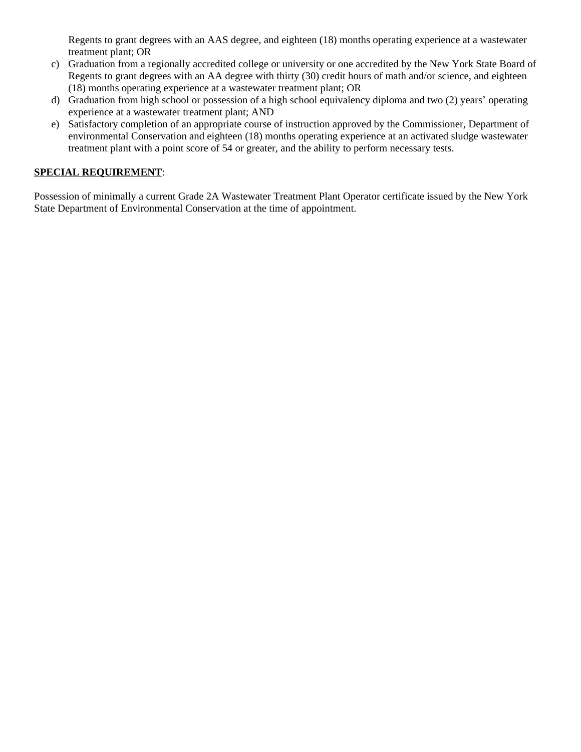Regents to grant degrees with an AAS degree, and eighteen (18) months operating experience at a wastewater treatment plant; OR

c) Graduation from a regionally accredited college or university or one accredited by the New York State Board of Regents to grant degrees with an AA degree with thirty (30) credit hours of math and/or science, and eighteen (18) months operating experience at a wastewater treatment plant; OR
d) Graduation from high school or possession of a high school equivalency diploma and two (2) years' operating experience at a wastewater treatment plant; AND
e) Satisfactory completion of an appropriate course of instruction approved by the Commissioner, Department of environmental Conservation and eighteen (18) months operating experience at an activated sludge wastewater treatment plant with a point score of 54 or greater, and the ability to perform necessary tests.

**SPECIAL REQUIREMENT**:

Possession of minimally a current Grade 2A Wastewater Treatment Plant Operator certificate issued by the New York State Department of Environmental Conservation at the time of appointment.